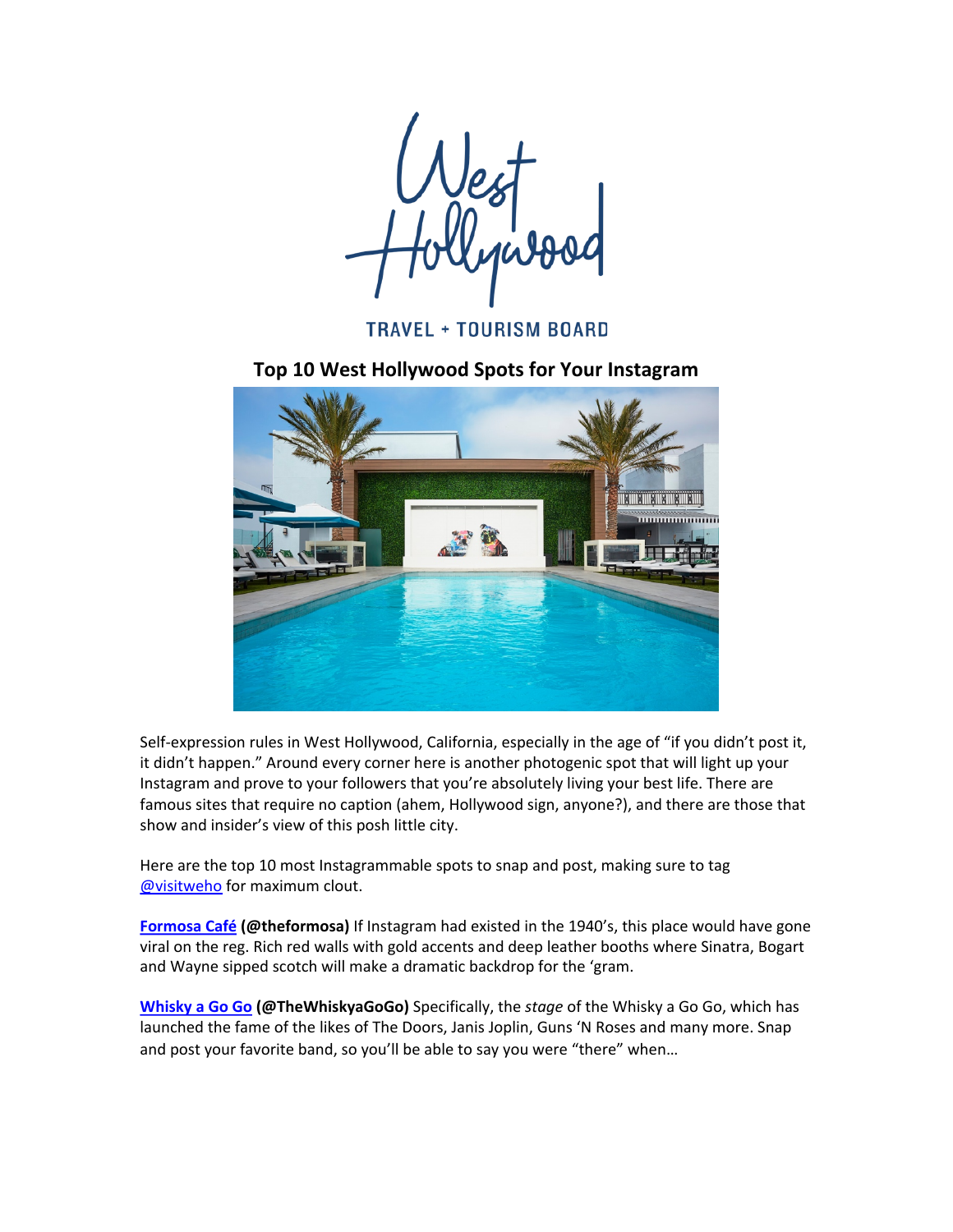West Hollywood

TRAVEL + TOURISM BOARD

## Top 10 West Hollywood Spots for Your Instagram

Self-expression rules in West Hollywood, California, especially in the age of "if you didn't post it, it didn't happen." Around every corner here is another photogenic spot that will light up your Instagram and prove to your followers that you're absolutely living your best life. There are famous sites that require no caption (ahem, Hollywood sign, anyone?), and there are those that show and insider's view of this posh little city.

Here are the top 10 most Instagrammable spots to snap and post, making sure to tag @visitweho for maximum clout.

**Formosa Café (@theformosa)** If Instagram had existed in the 1940's, this place would have gone viral on the reg. Rich red walls with gold accents and deep leather booths where Sinatra, Bogart and Wayne sipped scotch will make a dramatic backdrop for the 'gram.

**Whisky a Go Go (@TheWhiskyaGoGo)** Specifically, the *stage* of the Whisky a Go Go, which has launched the fame of the likes of The Doors, Janis Joplin, Guns 'N Roses and many more. Snap and post your favorite band, so you'll be able to say you were "there" when…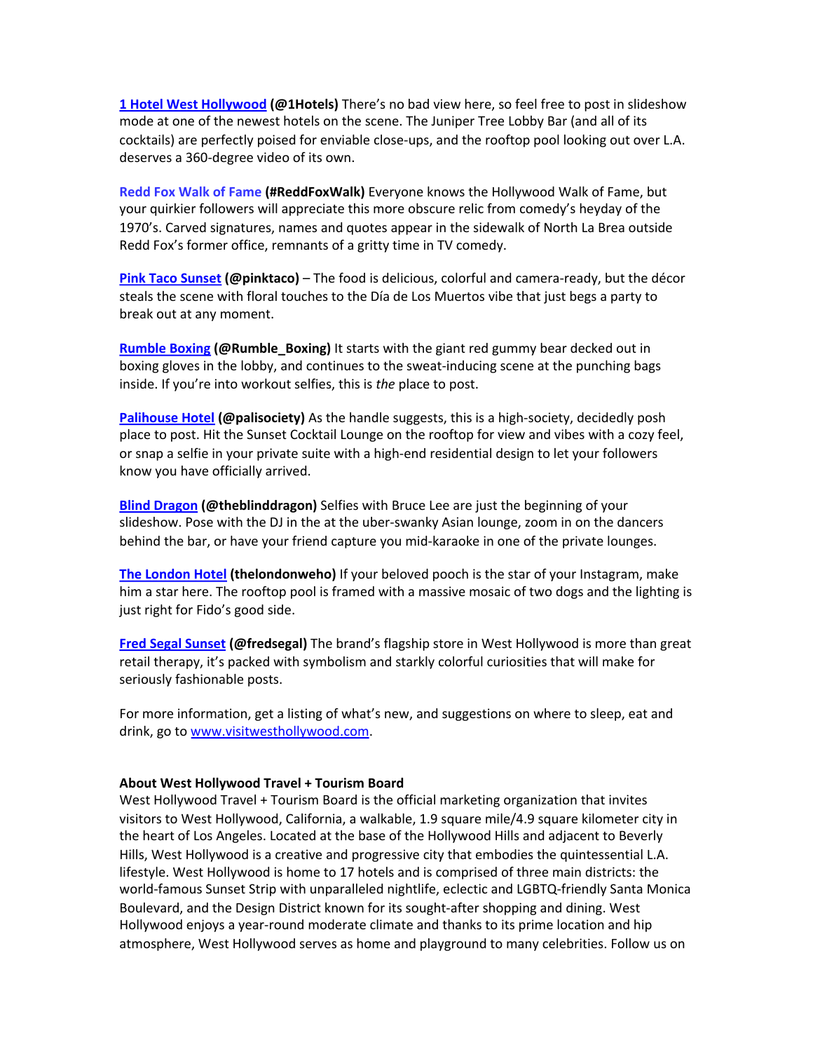**1 Hotel West Hollywood (@1Hotels)** There's no bad view here, so feel free to post in slideshow mode at one of the newest hotels on the scene. The Juniper Tree Lobby Bar (and all of its cocktails) are perfectly poised for enviable close-ups, and the rooftop pool looking out over L.A. deserves a 360-degree video of its own.

**Redd Fox Walk of Fame (#ReddFoxWalk)** Everyone knows the Hollywood Walk of Fame, but your quirkier followers will appreciate this more obscure relic from comedy's heyday of the 1970's. Carved signatures, names and quotes appear in the sidewalk of North La Brea outside Redd Fox's former office, remnants of a gritty time in TV comedy.

**Pink Taco Sunset (@pinktaco)** – The food is delicious, colorful and camera-ready, but the décor steals the scene with floral touches to the Día de Los Muertos vibe that just begs a party to break out at any moment.

**Rumble Boxing (@Rumble_Boxing)** It starts with the giant red gummy bear decked out in boxing gloves in the lobby, and continues to the sweat-inducing scene at the punching bags inside. If you're into workout selfies, this is *the* place to post.

**Palihouse Hotel (@palisociety)** As the handle suggests, this is a high-society, decidedly posh place to post. Hit the Sunset Cocktail Lounge on the rooftop for view and vibes with a cozy feel, or snap a selfie in your private suite with a high-end residential design to let your followers know you have officially arrived.

**Blind Dragon (@theblinddragon)** Selfies with Bruce Lee are just the beginning of your slideshow. Pose with the DJ in the at the uber-swanky Asian lounge, zoom in on the dancers behind the bar, or have your friend capture you mid-karaoke in one of the private lounges.

**The London Hotel (thelondonweho)** If your beloved pooch is the star of your Instagram, make him a star here. The rooftop pool is framed with a massive mosaic of two dogs and the lighting is just right for Fido's good side.

**Fred Segal Sunset (@fredsegal)** The brand's flagship store in West Hollywood is more than great retail therapy, it's packed with symbolism and starkly colorful curiosities that will make for seriously fashionable posts.

For more information, get a listing of what's new, and suggestions on where to sleep, eat and drink, go to www.visitwesthollywood.com.

**About West Hollywood Travel + Tourism Board**

West Hollywood Travel + Tourism Board is the official marketing organization that invites visitors to West Hollywood, California, a walkable, 1.9 square mile/4.9 square kilometer city in the heart of Los Angeles. Located at the base of the Hollywood Hills and adjacent to Beverly Hills, West Hollywood is a creative and progressive city that embodies the quintessential L.A. lifestyle. West Hollywood is home to 17 hotels and is comprised of three main districts: the world-famous Sunset Strip with unparalleled nightlife, eclectic and LGBTQ-friendly Santa Monica Boulevard, and the Design District known for its sought-after shopping and dining. West Hollywood enjoys a year-round moderate climate and thanks to its prime location and hip atmosphere, West Hollywood serves as home and playground to many celebrities. Follow us on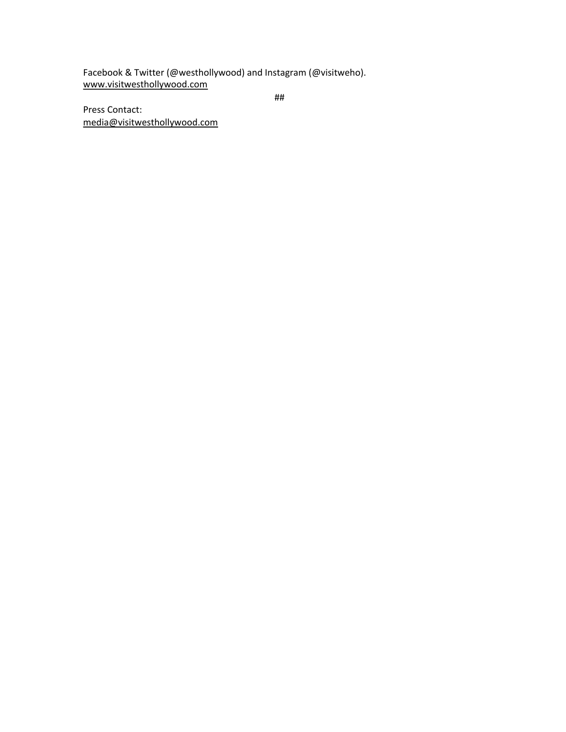Facebook & Twitter (@westhollywood) and Instagram (@visitweho).
www.visitwesthollywood.com

##

Press Contact:
media@visitwesthollywood.com